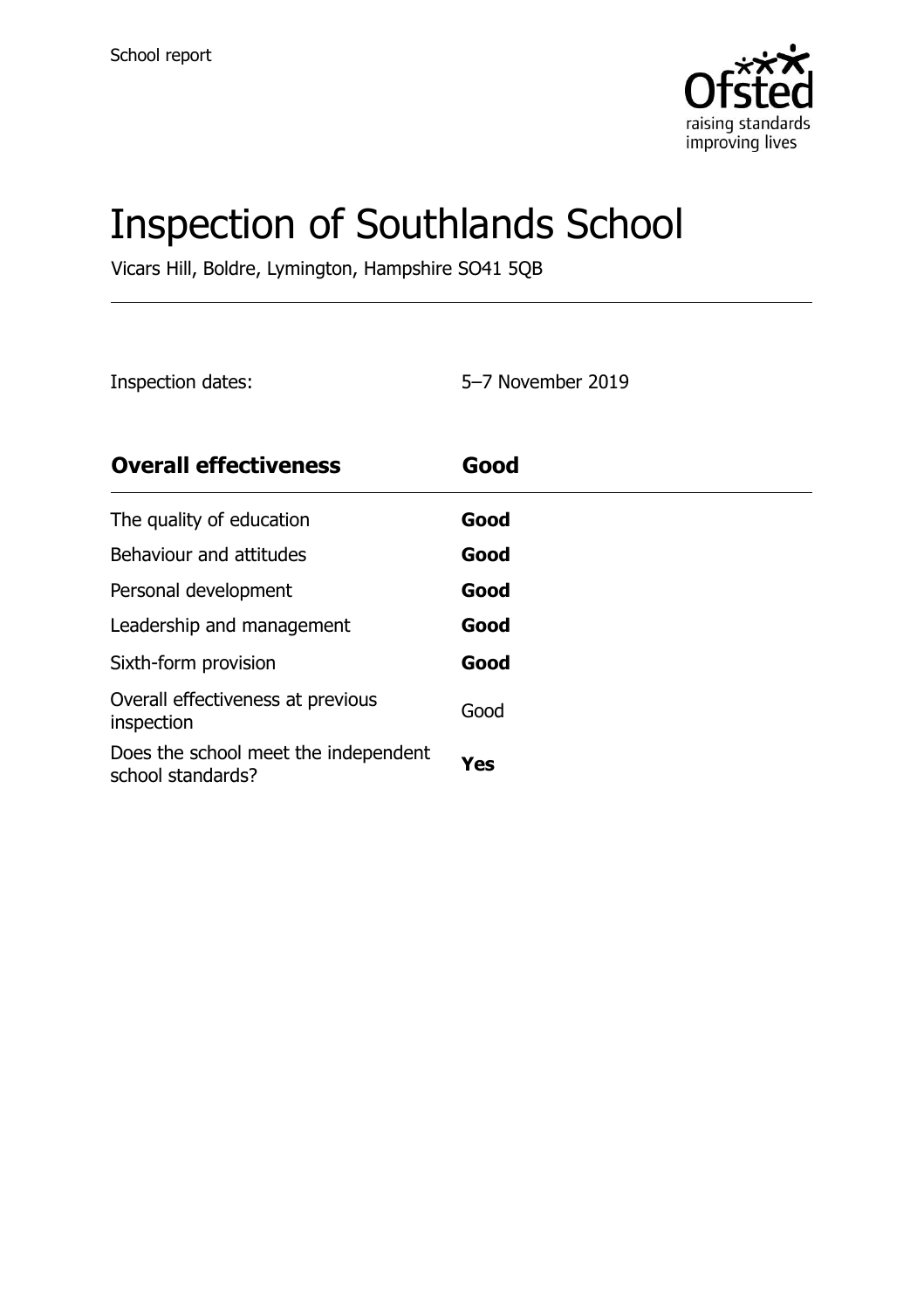School report

# Inspection of Southlands School

Vicars Hill, Boldre, Lymington, Hampshire SO41 5QB

Inspection dates: 5–7 November 2019

| **Overall effectiveness** | **Good** |
| --- | --- |
| The quality of education | **Good** |
| Behaviour and attitudes | **Good** |
| Personal development | **Good** |
| Leadership and management | **Good** |
| Sixth-form provision | **Good** |
| Overall effectiveness at previous inspection | Good |
| Does the school meet the independent school standards? | **Yes** |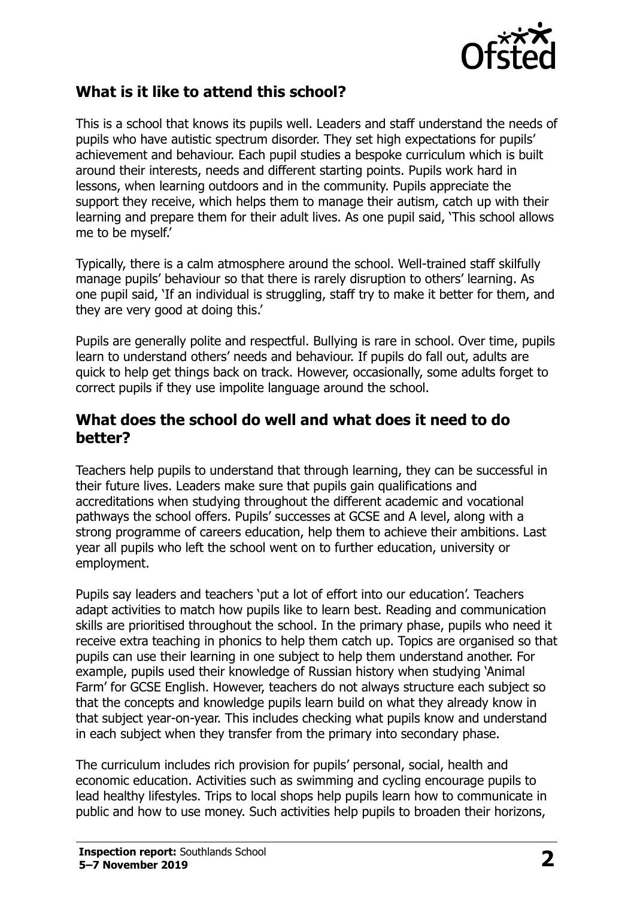## What is it like to attend this school?

This is a school that knows its pupils well. Leaders and staff understand the needs of pupils who have autistic spectrum disorder. They set high expectations for pupils' achievement and behaviour. Each pupil studies a bespoke curriculum which is built around their interests, needs and different starting points. Pupils work hard in lessons, when learning outdoors and in the community. Pupils appreciate the support they receive, which helps them to manage their autism, catch up with their learning and prepare them for their adult lives. As one pupil said, 'This school allows me to be myself.'

Typically, there is a calm atmosphere around the school. Well-trained staff skilfully manage pupils' behaviour so that there is rarely disruption to others' learning. As one pupil said, 'If an individual is struggling, staff try to make it better for them, and they are very good at doing this.'

Pupils are generally polite and respectful. Bullying is rare in school. Over time, pupils learn to understand others' needs and behaviour. If pupils do fall out, adults are quick to help get things back on track. However, occasionally, some adults forget to correct pupils if they use impolite language around the school.

## What does the school do well and what does it need to do better?

Teachers help pupils to understand that through learning, they can be successful in their future lives. Leaders make sure that pupils gain qualifications and accreditations when studying throughout the different academic and vocational pathways the school offers. Pupils' successes at GCSE and A level, along with a strong programme of careers education, help them to achieve their ambitions. Last year all pupils who left the school went on to further education, university or employment.

Pupils say leaders and teachers 'put a lot of effort into our education'. Teachers adapt activities to match how pupils like to learn best. Reading and communication skills are prioritised throughout the school. In the primary phase, pupils who need it receive extra teaching in phonics to help them catch up. Topics are organised so that pupils can use their learning in one subject to help them understand another. For example, pupils used their knowledge of Russian history when studying 'Animal Farm' for GCSE English. However, teachers do not always structure each subject so that the concepts and knowledge pupils learn build on what they already know in that subject year-on-year. This includes checking what pupils know and understand in each subject when they transfer from the primary into secondary phase.

The curriculum includes rich provision for pupils' personal, social, health and economic education. Activities such as swimming and cycling encourage pupils to lead healthy lifestyles. Trips to local shops help pupils learn how to communicate in public and how to use money. Such activities help pupils to broaden their horizons,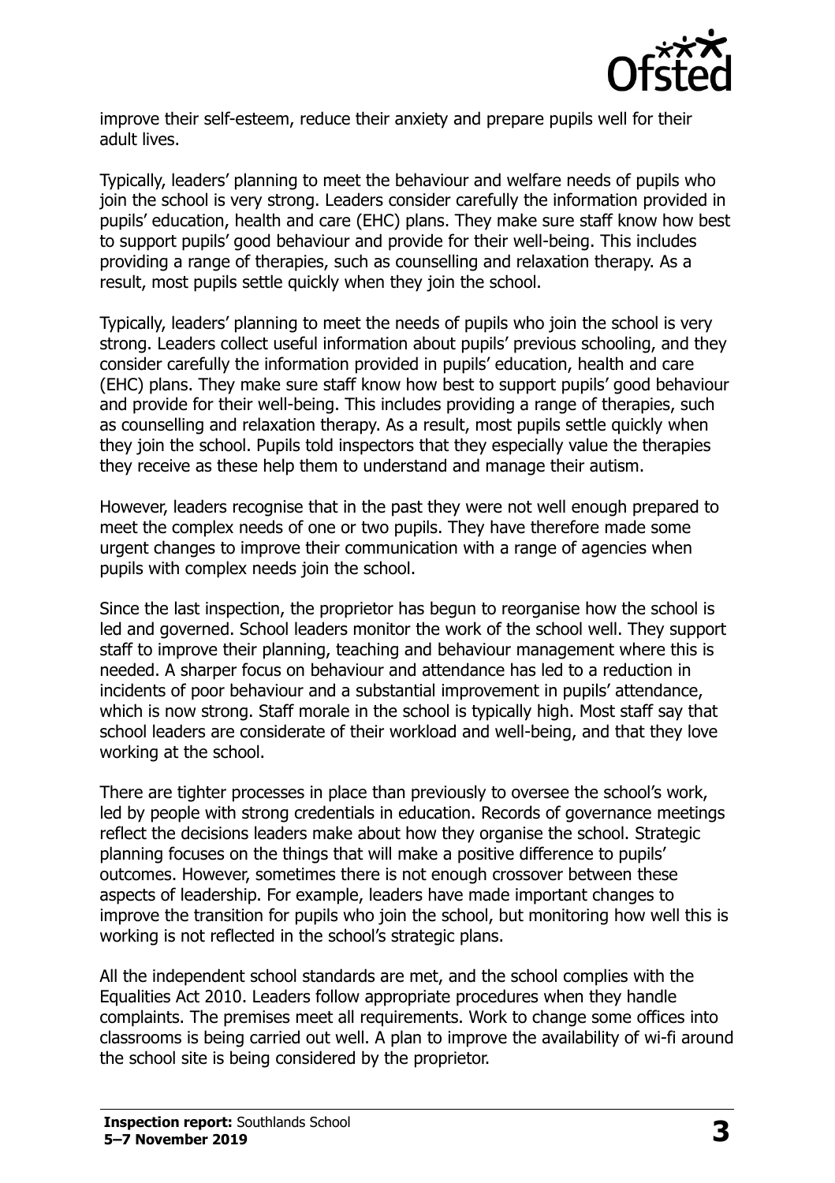improve their self-esteem, reduce their anxiety and prepare pupils well for their adult lives.

Typically, leaders' planning to meet the behaviour and welfare needs of pupils who join the school is very strong. Leaders consider carefully the information provided in pupils' education, health and care (EHC) plans. They make sure staff know how best to support pupils' good behaviour and provide for their well-being. This includes providing a range of therapies, such as counselling and relaxation therapy. As a result, most pupils settle quickly when they join the school.

Typically, leaders' planning to meet the needs of pupils who join the school is very strong. Leaders collect useful information about pupils' previous schooling, and they consider carefully the information provided in pupils' education, health and care (EHC) plans. They make sure staff know how best to support pupils' good behaviour and provide for their well-being. This includes providing a range of therapies, such as counselling and relaxation therapy. As a result, most pupils settle quickly when they join the school. Pupils told inspectors that they especially value the therapies they receive as these help them to understand and manage their autism.

However, leaders recognise that in the past they were not well enough prepared to meet the complex needs of one or two pupils. They have therefore made some urgent changes to improve their communication with a range of agencies when pupils with complex needs join the school.

Since the last inspection, the proprietor has begun to reorganise how the school is led and governed. School leaders monitor the work of the school well. They support staff to improve their planning, teaching and behaviour management where this is needed. A sharper focus on behaviour and attendance has led to a reduction in incidents of poor behaviour and a substantial improvement in pupils' attendance, which is now strong. Staff morale in the school is typically high. Most staff say that school leaders are considerate of their workload and well-being, and that they love working at the school.

There are tighter processes in place than previously to oversee the school's work, led by people with strong credentials in education. Records of governance meetings reflect the decisions leaders make about how they organise the school. Strategic planning focuses on the things that will make a positive difference to pupils' outcomes. However, sometimes there is not enough crossover between these aspects of leadership. For example, leaders have made important changes to improve the transition for pupils who join the school, but monitoring how well this is working is not reflected in the school's strategic plans.

All the independent school standards are met, and the school complies with the Equalities Act 2010. Leaders follow appropriate procedures when they handle complaints. The premises meet all requirements. Work to change some offices into classrooms is being carried out well. A plan to improve the availability of wi-fi around the school site is being considered by the proprietor.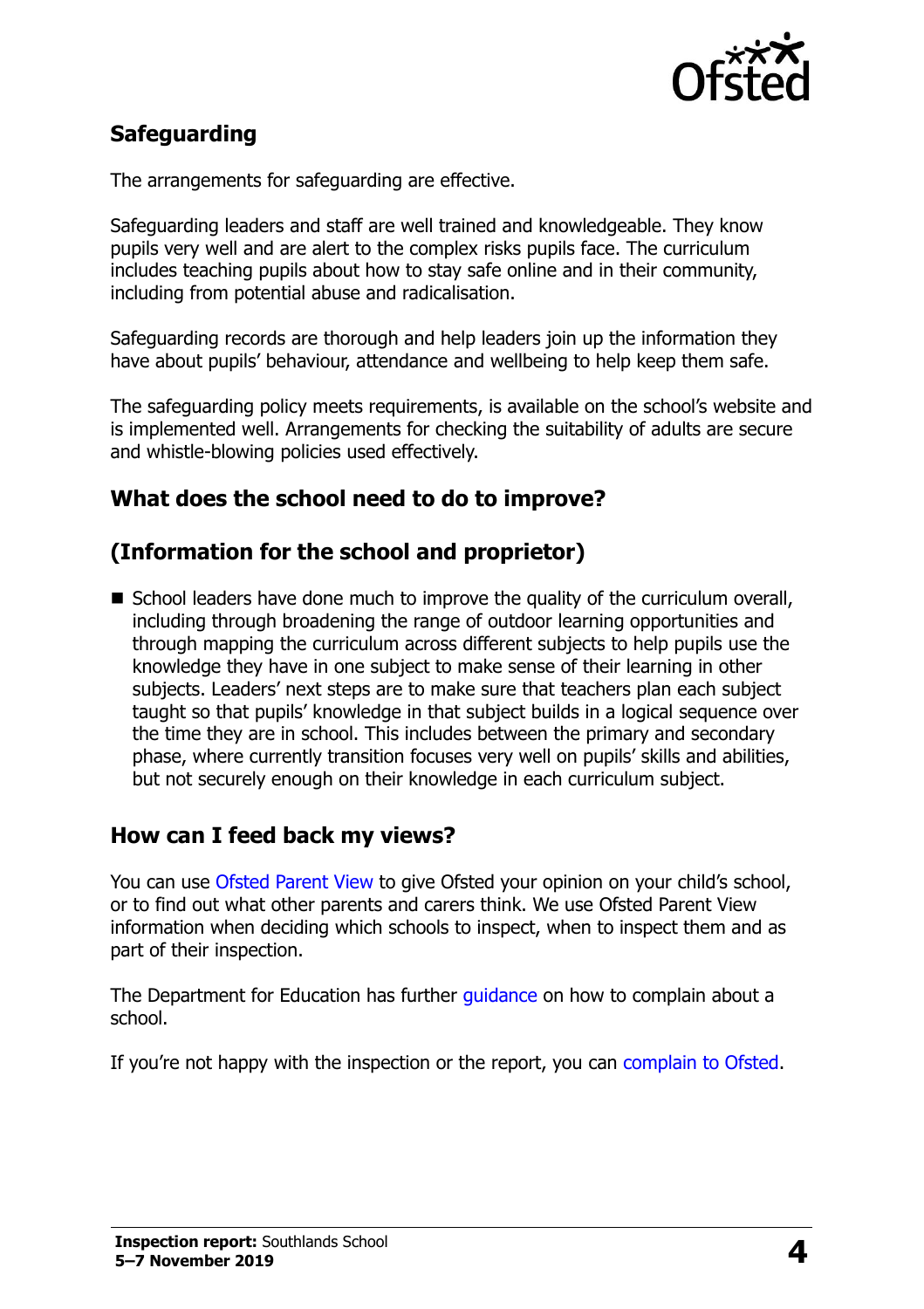## Safeguarding

The arrangements for safeguarding are effective.

Safeguarding leaders and staff are well trained and knowledgeable. They know pupils very well and are alert to the complex risks pupils face. The curriculum includes teaching pupils about how to stay safe online and in their community, including from potential abuse and radicalisation.

Safeguarding records are thorough and help leaders join up the information they have about pupils' behaviour, attendance and wellbeing to help keep them safe.

The safeguarding policy meets requirements, is available on the school's website and is implemented well. Arrangements for checking the suitability of adults are secure and whistle-blowing policies used effectively.

## What does the school need to do to improve?

## (Information for the school and proprietor)

- School leaders have done much to improve the quality of the curriculum overall, including through broadening the range of outdoor learning opportunities and through mapping the curriculum across different subjects to help pupils use the knowledge they have in one subject to make sense of their learning in other subjects. Leaders' next steps are to make sure that teachers plan each subject taught so that pupils' knowledge in that subject builds in a logical sequence over the time they are in school. This includes between the primary and secondary phase, where currently transition focuses very well on pupils' skills and abilities, but not securely enough on their knowledge in each curriculum subject.

## How can I feed back my views?

You can use Ofsted Parent View to give Ofsted your opinion on your child's school, or to find out what other parents and carers think. We use Ofsted Parent View information when deciding which schools to inspect, when to inspect them and as part of their inspection.

The Department for Education has further guidance on how to complain about a school.

If you're not happy with the inspection or the report, you can complain to Ofsted.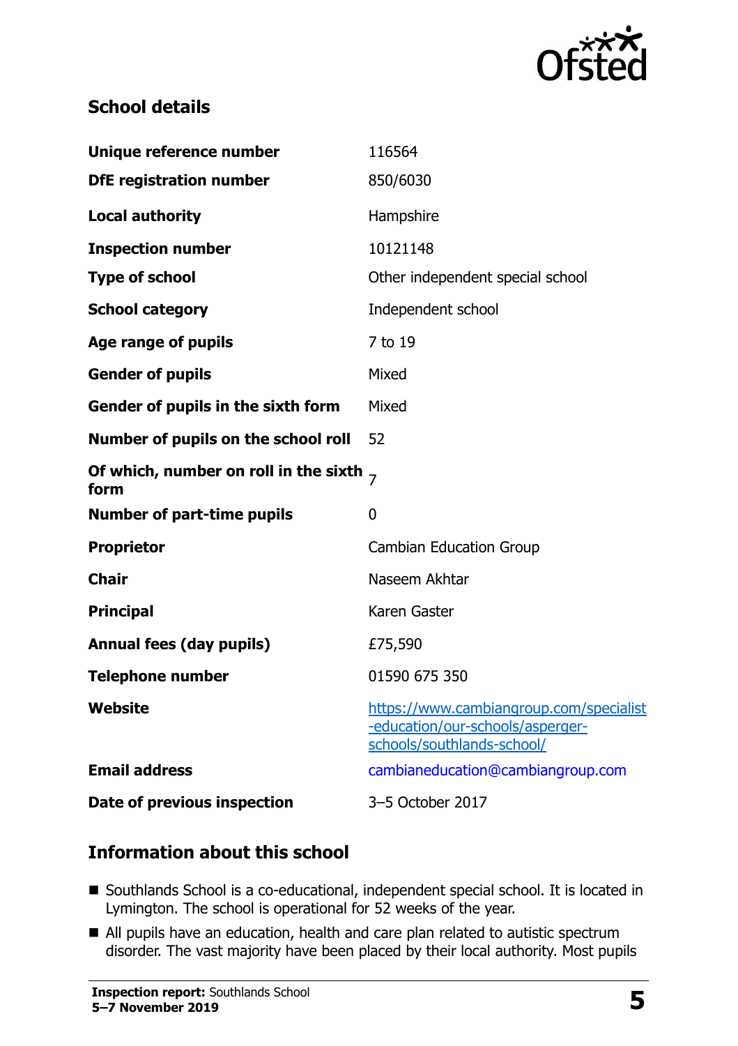## School details

| | |
|---|---|
| **Unique reference number** | 116564 |
| **DfE registration number** | 850/6030 |
| **Local authority** | Hampshire |
| **Inspection number** | 10121148 |
| **Type of school** | Other independent special school |
| **School category** | Independent school |
| **Age range of pupils** | 7 to 19 |
| **Gender of pupils** | Mixed |
| **Gender of pupils in the sixth form** | Mixed |
| **Number of pupils on the school roll** | 52 |
| **Of which, number on roll in the sixth form** | 7 |
| **Number of part-time pupils** | 0 |
| **Proprietor** | Cambian Education Group |
| **Chair** | Naseem Akhtar |
| **Principal** | Karen Gaster |
| **Annual fees (day pupils)** | £75,590 |
| **Telephone number** | 01590 675 350 |
| **Website** | https://www.cambiangroup.com/specialist-education/our-schools/asperger-schools/southlands-school/ |
| **Email address** | cambianeducation@cambiangroup.com |
| **Date of previous inspection** | 3–5 October 2017 |

## Information about this school

- Southlands School is a co-educational, independent special school. It is located in Lymington. The school is operational for 52 weeks of the year.
- All pupils have an education, health and care plan related to autistic spectrum disorder. The vast majority have been placed by their local authority. Most pupils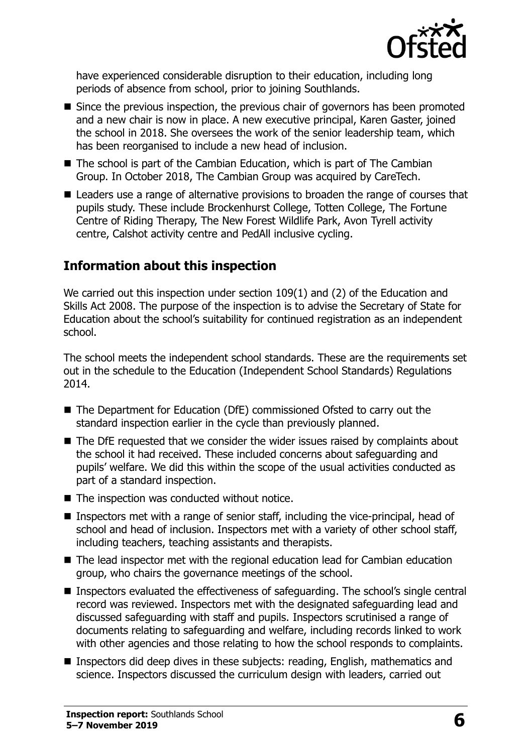have experienced considerable disruption to their education, including long periods of absence from school, prior to joining Southlands.

- Since the previous inspection, the previous chair of governors has been promoted and a new chair is now in place. A new executive principal, Karen Gaster, joined the school in 2018. She oversees the work of the senior leadership team, which has been reorganised to include a new head of inclusion.
- The school is part of the Cambian Education, which is part of The Cambian Group. In October 2018, The Cambian Group was acquired by CareTech.
- Leaders use a range of alternative provisions to broaden the range of courses that pupils study. These include Brockenhurst College, Totten College, The Fortune Centre of Riding Therapy, The New Forest Wildlife Park, Avon Tyrell activity centre, Calshot activity centre and PedAll inclusive cycling.

## Information about this inspection

We carried out this inspection under section 109(1) and (2) of the Education and Skills Act 2008. The purpose of the inspection is to advise the Secretary of State for Education about the school's suitability for continued registration as an independent school.

The school meets the independent school standards. These are the requirements set out in the schedule to the Education (Independent School Standards) Regulations 2014.

- The Department for Education (DfE) commissioned Ofsted to carry out the standard inspection earlier in the cycle than previously planned.
- The DfE requested that we consider the wider issues raised by complaints about the school it had received. These included concerns about safeguarding and pupils' welfare. We did this within the scope of the usual activities conducted as part of a standard inspection.
- The inspection was conducted without notice.
- Inspectors met with a range of senior staff, including the vice-principal, head of school and head of inclusion. Inspectors met with a variety of other school staff, including teachers, teaching assistants and therapists.
- The lead inspector met with the regional education lead for Cambian education group, who chairs the governance meetings of the school.
- Inspectors evaluated the effectiveness of safeguarding. The school's single central record was reviewed. Inspectors met with the designated safeguarding lead and discussed safeguarding with staff and pupils. Inspectors scrutinised a range of documents relating to safeguarding and welfare, including records linked to work with other agencies and those relating to how the school responds to complaints.
- Inspectors did deep dives in these subjects: reading, English, mathematics and science. Inspectors discussed the curriculum design with leaders, carried out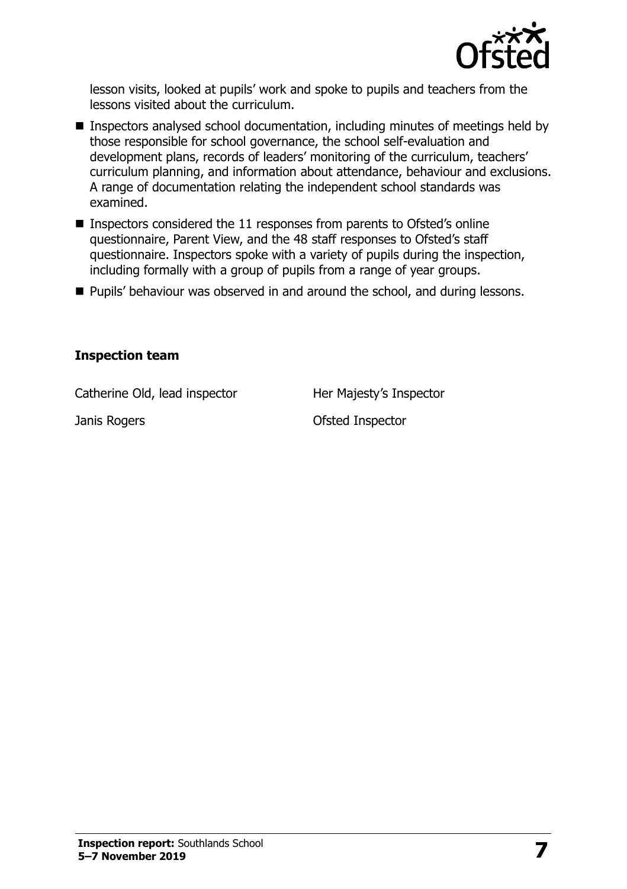lesson visits, looked at pupils' work and spoke to pupils and teachers from the lessons visited about the curriculum.

- Inspectors analysed school documentation, including minutes of meetings held by those responsible for school governance, the school self-evaluation and development plans, records of leaders' monitoring of the curriculum, teachers' curriculum planning, and information about attendance, behaviour and exclusions. A range of documentation relating the independent school standards was examined.
- Inspectors considered the 11 responses from parents to Ofsted's online questionnaire, Parent View, and the 48 staff responses to Ofsted's staff questionnaire. Inspectors spoke with a variety of pupils during the inspection, including formally with a group of pupils from a range of year groups.
- Pupils' behaviour was observed in and around the school, and during lessons.

### Inspection team

| | |
|---|---|
| Catherine Old, lead inspector | Her Majesty's Inspector |
| Janis Rogers | Ofsted Inspector |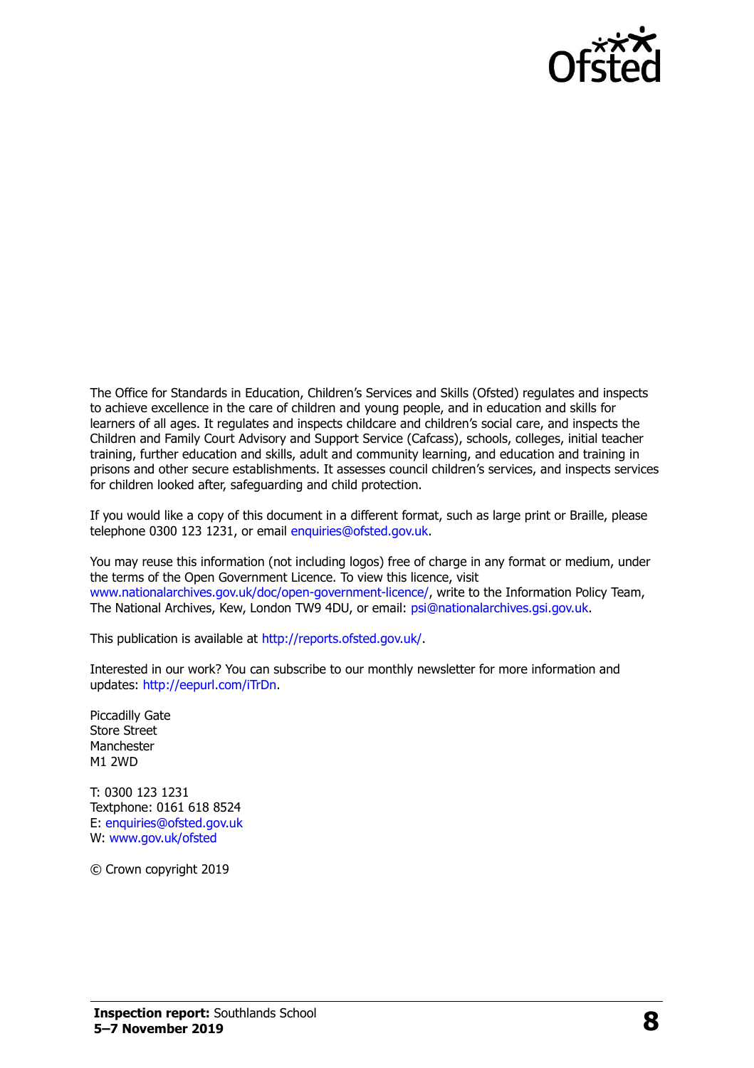The Office for Standards in Education, Children's Services and Skills (Ofsted) regulates and inspects to achieve excellence in the care of children and young people, and in education and skills for learners of all ages. It regulates and inspects childcare and children's social care, and inspects the Children and Family Court Advisory and Support Service (Cafcass), schools, colleges, initial teacher training, further education and skills, adult and community learning, and education and training in prisons and other secure establishments. It assesses council children's services, and inspects services for children looked after, safeguarding and child protection.

If you would like a copy of this document in a different format, such as large print or Braille, please telephone 0300 123 1231, or email enquiries@ofsted.gov.uk.

You may reuse this information (not including logos) free of charge in any format or medium, under the terms of the Open Government Licence. To view this licence, visit www.nationalarchives.gov.uk/doc/open-government-licence/, write to the Information Policy Team, The National Archives, Kew, London TW9 4DU, or email: psi@nationalarchives.gsi.gov.uk.

This publication is available at http://reports.ofsted.gov.uk/.

Interested in our work? You can subscribe to our monthly newsletter for more information and updates: http://eepurl.com/iTrDn.

Piccadilly Gate
Store Street
Manchester
M1 2WD

T: 0300 123 1231
Textphone: 0161 618 8524
E: enquiries@ofsted.gov.uk
W: www.gov.uk/ofsted

© Crown copyright 2019